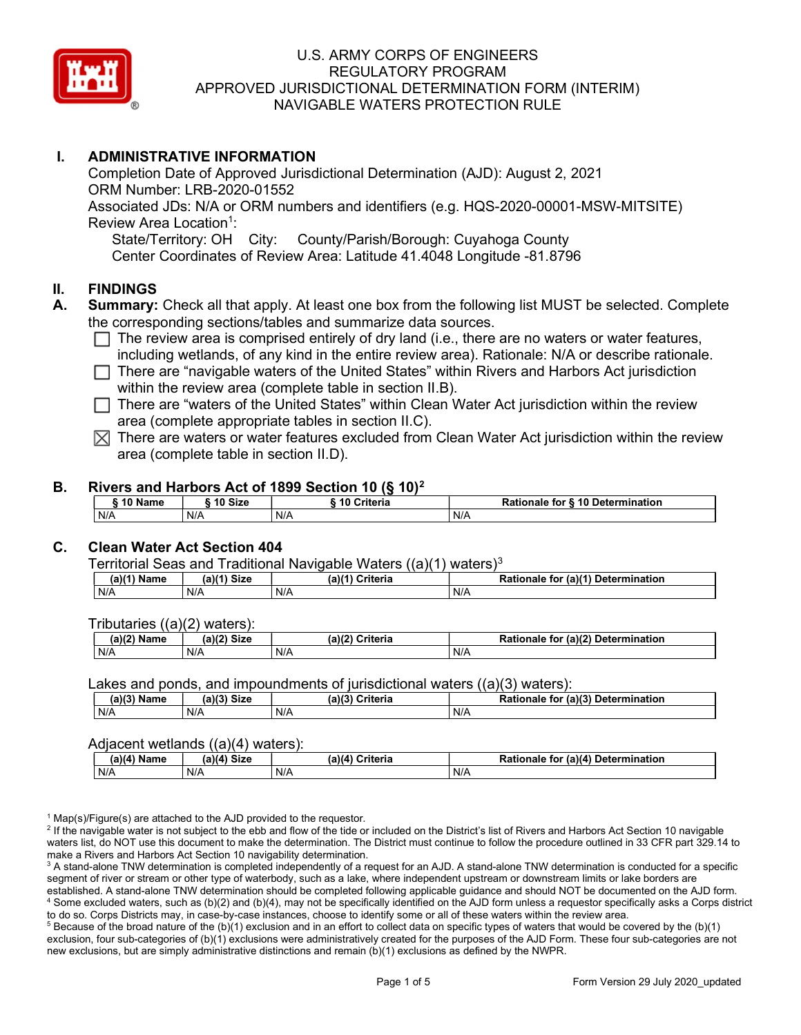# U.S. ARMY CORPS OF ENGINEERS
# REGULATORY PROGRAM
# APPROVED JURISDICTIONAL DETERMINATION FORM (INTERIM)
# NAVIGABLE WATERS PROTECTION RULE

## I. ADMINISTRATIVE INFORMATION

Completion Date of Approved Jurisdictional Determination (AJD): August 2, 2021
ORM Number: LRB-2020-01552
Associated JDs: N/A or ORM numbers and identifiers (e.g. HQS-2020-00001-MSW-MITSITE)
Review Area Location[1]:
State/Territory: OH City: County/Parish/Borough: Cuyahoga County
Center Coordinates of Review Area: Latitude 41.4048 Longitude -81.8796

## II. FINDINGS

**A. Summary:** Check all that apply. At least one box from the following list MUST be selected. Complete the corresponding sections/tables and summarize data sources.

- ☐ The review area is comprised entirely of dry land (i.e., there are no waters or water features, including wetlands, of any kind in the entire review area). Rationale: N/A or describe rationale.
- ☐ There are "navigable waters of the United States" within Rivers and Harbors Act jurisdiction within the review area (complete table in section II.B).
- ☐ There are "waters of the United States" within Clean Water Act jurisdiction within the review area (complete appropriate tables in section II.C).
- ☒ There are waters or water features excluded from Clean Water Act jurisdiction within the review area (complete table in section II.D).

**B. Rivers and Harbors Act of 1899 Section 10 (§ 10)[2]**

| § 10 Name | § 10 Size | § 10 Criteria | Rationale for § 10 Determination |
|---|---|---|---|
| N/A | N/A | N/A | N/A |

**C. Clean Water Act Section 404**

Territorial Seas and Traditional Navigable Waters ((a)(1) waters)[3]

| (a)(1) Name | (a)(1) Size | (a)(1) Criteria | Rationale for (a)(1) Determination |
|---|---|---|---|
| N/A | N/A | N/A | N/A |

Tributaries ((a)(2) waters):

| (a)(2) Name | (a)(2) Size | (a)(2) Criteria | Rationale for (a)(2) Determination |
|---|---|---|---|
| N/A | N/A | N/A | N/A |

Lakes and ponds, and impoundments of jurisdictional waters ((a)(3) waters):

| (a)(3) Name | (a)(3) Size | (a)(3) Criteria | Rationale for (a)(3) Determination |
|---|---|---|---|
| N/A | N/A | N/A | N/A |

Adjacent wetlands ((a)(4) waters):

| (a)(4) Name | (a)(4) Size | (a)(4) Criteria | Rationale for (a)(4) Determination |
|---|---|---|---|
| N/A | N/A | N/A | N/A |

[1] Map(s)/Figure(s) are attached to the AJD provided to the requestor.
[2] If the navigable water is not subject to the ebb and flow of the tide or included on the District's list of Rivers and Harbors Act Section 10 navigable waters list, do NOT use this document to make the determination. The District must continue to follow the procedure outlined in 33 CFR part 329.14 to make a Rivers and Harbors Act Section 10 navigability determination.
[3] A stand-alone TNW determination is completed independently of a request for an AJD. A stand-alone TNW determination is conducted for a specific segment of river or stream or other type of waterbody, such as a lake, where independent upstream or downstream limits or lake borders are established. A stand-alone TNW determination should be completed following applicable guidance and should NOT be documented on the AJD form.
[4] Some excluded waters, such as (b)(2) and (b)(4), may not be specifically identified on the AJD form unless a requestor specifically asks a Corps district to do so. Corps Districts may, in case-by-case instances, choose to identify some or all of these waters within the review area.
[5] Because of the broad nature of the (b)(1) exclusion and in an effort to collect data on specific types of waters that would be covered by the (b)(1) exclusion, four sub-categories of (b)(1) exclusions were administratively created for the purposes of the AJD Form. These four sub-categories are not new exclusions, but are simply administrative distinctions and remain (b)(1) exclusions as defined by the NWPR.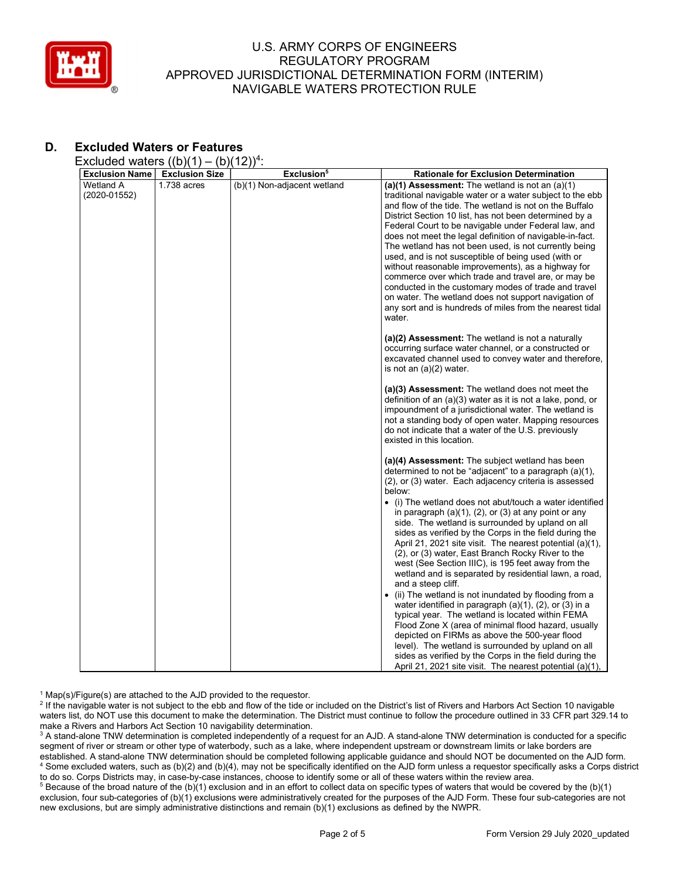## D. Excluded Waters or Features

Excluded waters ((b)(1) – (b)(12))[4]:

| Exclusion Name | Exclusion Size | Exclusion[5] | Rationale for Exclusion Determination |
|---|---|---|---|
| Wetland A (2020-01552) | 1.738 acres | (b)(1) Non-adjacent wetland | **(a)(1) Assessment:** The wetland is not an (a)(1) traditional navigable water or a water subject to the ebb and flow of the tide. The wetland is not on the Buffalo District Section 10 list, has not been determined by a Federal Court to be navigable under Federal law, and does not meet the legal definition of navigable-in-fact. The wetland has not been used, is not currently being used, and is not susceptible of being used (with or without reasonable improvements), as a highway for commerce over which trade and travel are, or may be conducted in the customary modes of trade and travel on water. The wetland does not support navigation of any sort and is hundreds of miles from the nearest tidal water.<br><br>**(a)(2) Assessment:** The wetland is not a naturally occurring surface water channel, or a constructed or excavated channel used to convey water and therefore, is not an (a)(2) water.<br><br>**(a)(3) Assessment:** The wetland does not meet the definition of an (a)(3) water as it is not a lake, pond, or impoundment of a jurisdictional water. The wetland is not a standing body of open water. Mapping resources do not indicate that a water of the U.S. previously existed in this location.<br><br>**(a)(4) Assessment:** The subject wetland has been determined to not be "adjacent" to a paragraph (a)(1), (2), or (3) water. Each adjacency criteria is assessed below:<br>• (i) The wetland does not abut/touch a water identified in paragraph (a)(1), (2), or (3) at any point or any side. The wetland is surrounded by upland on all sides as verified by the Corps in the field during the April 21, 2021 site visit. The nearest potential (a)(1), (2), or (3) water, East Branch Rocky River to the west (See Section IIIC), is 195 feet away from the wetland and is separated by residential lawn, a road, and a steep cliff.<br>• (ii) The wetland is not inundated by flooding from a water identified in paragraph (a)(1), (2), or (3) in a typical year. The wetland is located within FEMA Flood Zone X (area of minimal flood hazard, usually depicted on FIRMs as above the 500-year flood level). The wetland is surrounded by upland on all sides as verified by the Corps in the field during the April 21, 2021 site visit. The nearest potential (a)(1), |

[1] Map(s)/Figure(s) are attached to the AJD provided to the requestor.

[2] If the navigable water is not subject to the ebb and flow of the tide or included on the District's list of Rivers and Harbors Act Section 10 navigable waters list, do NOT use this document to make the determination. The District must continue to follow the procedure outlined in 33 CFR part 329.14 to make a Rivers and Harbors Act Section 10 navigability determination.

[3] A stand-alone TNW determination is completed independently of a request for an AJD. A stand-alone TNW determination is conducted for a specific segment of river or stream or other type of waterbody, such as a lake, where independent upstream or downstream limits or lake borders are established. A stand-alone TNW determination should be completed following applicable guidance and should NOT be documented on the AJD form.

[4] Some excluded waters, such as (b)(2) and (b)(4), may not be specifically identified on the AJD form unless a requestor specifically asks a Corps district to do so. Corps Districts may, in case-by-case instances, choose to identify some or all of these waters within the review area.

[5] Because of the broad nature of the (b)(1) exclusion and in an effort to collect data on specific types of waters that would be covered by the (b)(1) exclusion, four sub-categories of (b)(1) exclusions were administratively created for the purposes of the AJD Form. These four sub-categories are not new exclusions, but are simply administrative distinctions and remain (b)(1) exclusions as defined by the NWPR.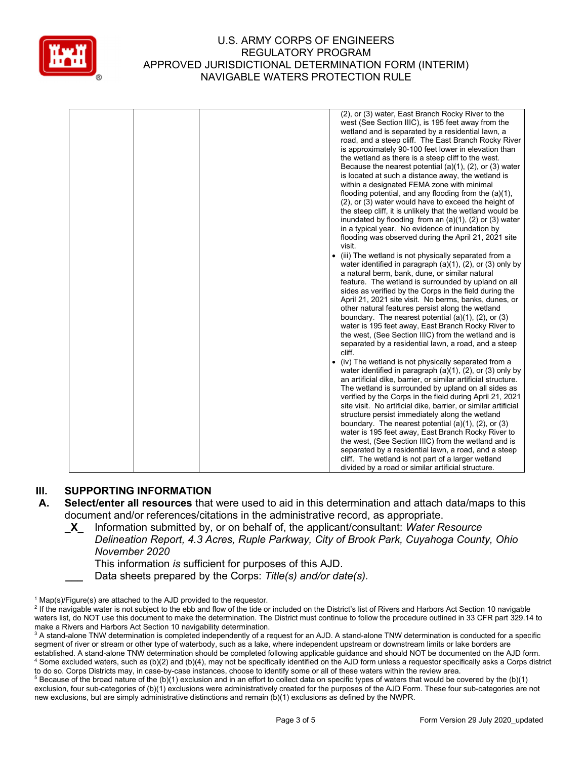| | | | (2), or (3) water, East Branch Rocky River to the west (See Section IIIC), is 195 feet away from the wetland and is separated by a residential lawn, a road, and a steep cliff. The East Branch Rocky River is approximately 90-100 feet lower in elevation than the wetland as there is a steep cliff to the west. Because the nearest potential (a)(1), (2), or (3) water is located at such a distance away, the wetland is within a designated FEMA zone with minimal flooding potential, and any flooding from the (a)(1), (2), or (3) water would have to exceed the height of the steep cliff, it is unlikely that the wetland would be inundated by flooding from an (a)(1), (2) or (3) water in a typical year. No evidence of inundation by flooding was observed during the April 21, 2021 site visit.<br>• (iii) The wetland is not physically separated from a water identified in paragraph (a)(1), (2), or (3) only by a natural berm, bank, dune, or similar natural feature. The wetland is surrounded by upland on all sides as verified by the Corps in the field during the April 21, 2021 site visit. No berms, banks, dunes, or other natural features persist along the wetland boundary. The nearest potential (a)(1), (2), or (3) water is 195 feet away, East Branch Rocky River to the west, (See Section IIIC) from the wetland and is separated by a residential lawn, a road, and a steep cliff.<br>• (iv) The wetland is not physically separated from a water identified in paragraph (a)(1), (2), or (3) only by an artificial dike, barrier, or similar artificial structure. The wetland is surrounded by upland on all sides as verified by the Corps in the field during April 21, 2021 site visit. No artificial dike, barrier, or similar artificial structure persist immediately along the wetland boundary. The nearest potential (a)(1), (2), or (3) water is 195 feet away, East Branch Rocky River to the west, (See Section IIIC) from the wetland and is separated by a residential lawn, a road, and a steep cliff. The wetland is not part of a larger wetland divided by a road or similar artificial structure. |
|---|---|---|---|

## III. SUPPORTING INFORMATION

**A. Select/enter all resources** that were used to aid in this determination and attach data/maps to this document and/or references/citations in the administrative record, as appropriate.

_X_ Information submitted by, or on behalf of, the applicant/consultant: *Water Resource Delineation Report, 4.3 Acres, Ruple Parkway, City of Brook Park, Cuyahoga County, Ohio November 2020*
This information *is* sufficient for purposes of this AJD.

___ Data sheets prepared by the Corps: *Title(s) and/or date(s).*

---

[1] Map(s)/Figure(s) are attached to the AJD provided to the requestor.
[2] If the navigable water is not subject to the ebb and flow of the tide or included on the District's list of Rivers and Harbors Act Section 10 navigable waters list, do NOT use this document to make the determination. The District must continue to follow the procedure outlined in 33 CFR part 329.14 to make a Rivers and Harbors Act Section 10 navigability determination.
[3] A stand-alone TNW determination is completed independently of a request for an AJD. A stand-alone TNW determination is conducted for a specific segment of river or stream or other type of waterbody, such as a lake, where independent upstream or downstream limits or lake borders are established. A stand-alone TNW determination should be completed following applicable guidance and should NOT be documented on the AJD form.
[4] Some excluded waters, such as (b)(2) and (b)(4), may not be specifically identified on the AJD form unless a requestor specifically asks a Corps district to do so. Corps Districts may, in case-by-case instances, choose to identify some or all of these waters within the review area.
[5] Because of the broad nature of the (b)(1) exclusion and in an effort to collect data on specific types of waters that would be covered by the (b)(1) exclusion, four sub-categories of (b)(1) exclusions were administratively created for the purposes of the AJD Form. These four sub-categories are not new exclusions, but are simply administrative distinctions and remain (b)(1) exclusions as defined by the NWPR.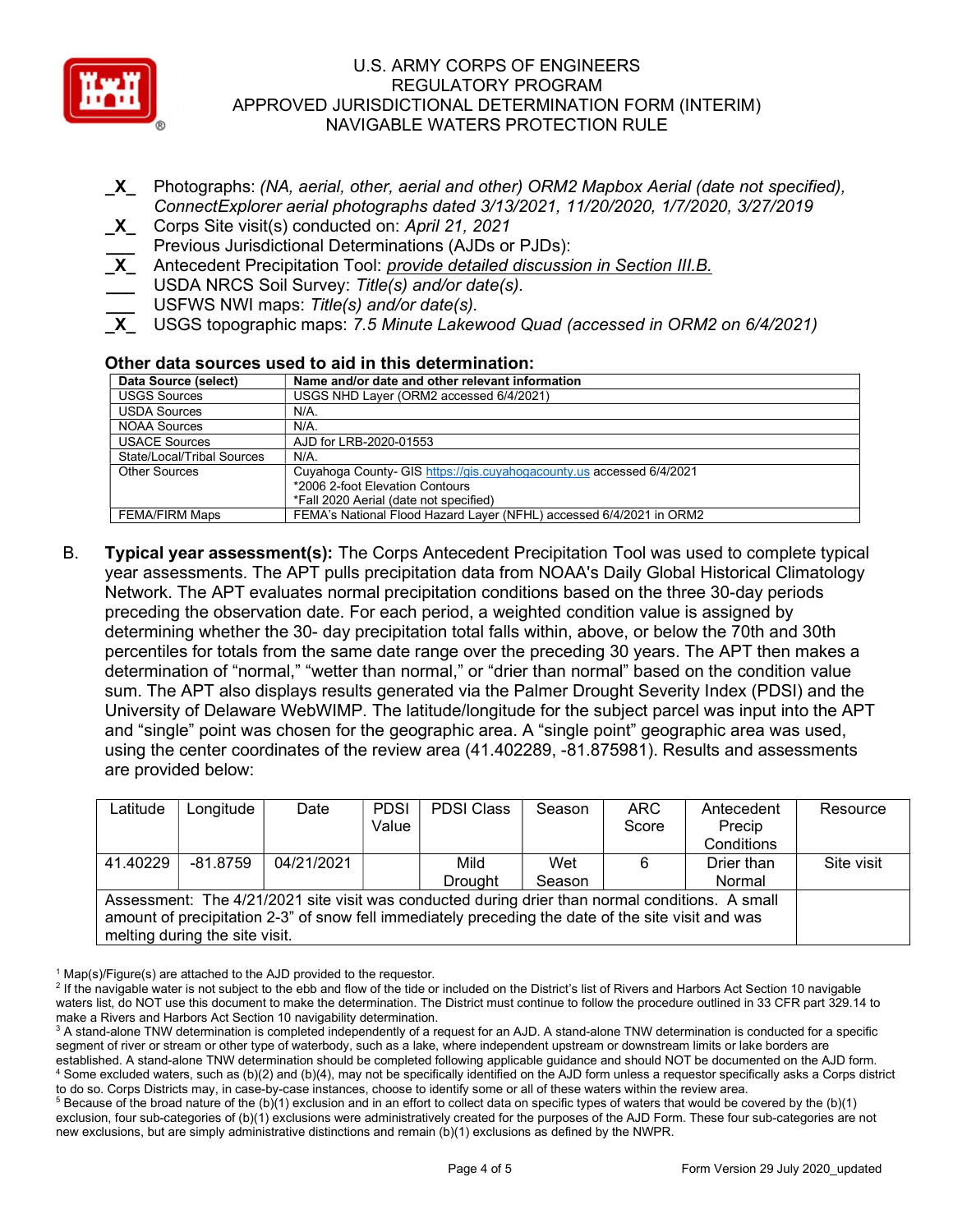- _X_ Photographs: *(NA, aerial, other, aerial and other) ORM2 Mapbox Aerial (date not specified), ConnectExplorer aerial photographs dated 3/13/2021, 11/20/2020, 1/7/2020, 3/27/2019*
- _X_ Corps Site visit(s) conducted on: *April 21, 2021*
- ___ Previous Jurisdictional Determinations (AJDs or PJDs):
- _X_ Antecedent Precipitation Tool: *provide detailed discussion in Section III.B.*
- ___ USDA NRCS Soil Survey: *Title(s) and/or date(s).*
- ___ USFWS NWI maps: *Title(s) and/or date(s).*
- _X_ USGS topographic maps: *7.5 Minute Lakewood Quad (accessed in ORM2 on 6/4/2021)*

**Other data sources used to aid in this determination:**

| Data Source (select) | Name and/or date and other relevant information |
|---|---|
| USGS Sources | USGS NHD Layer (ORM2 accessed 6/4/2021) |
| USDA Sources | N/A. |
| NOAA Sources | N/A. |
| USACE Sources | AJD for LRB-2020-01553 |
| State/Local/Tribal Sources | N/A. |
| Other Sources | Cuyahoga County- GIS https://gis.cuyahogacounty.us accessed 6/4/2021<br>*2006 2-foot Elevation Contours<br>*Fall 2020 Aerial (date not specified) |
| FEMA/FIRM Maps | FEMA's National Flood Hazard Layer (NFHL) accessed 6/4/2021 in ORM2 |

B. **Typical year assessment(s):** The Corps Antecedent Precipitation Tool was used to complete typical year assessments. The APT pulls precipitation data from NOAA's Daily Global Historical Climatology Network. The APT evaluates normal precipitation conditions based on the three 30-day periods preceding the observation date. For each period, a weighted condition value is assigned by determining whether the 30- day precipitation total falls within, above, or below the 70th and 30th percentiles for totals from the same date range over the preceding 30 years. The APT then makes a determination of "normal," "wetter than normal," or "drier than normal" based on the condition value sum. The APT also displays results generated via the Palmer Drought Severity Index (PDSI) and the University of Delaware WebWIMP. The latitude/longitude for the subject parcel was input into the APT and "single" point was chosen for the geographic area. A "single point" geographic area was used, using the center coordinates of the review area (41.402289, -81.875981). Results and assessments are provided below:

| Latitude | Longitude | Date | PDSI Value | PDSI Class | Season | ARC Score | Antecedent Precip Conditions | Resource |
|---|---|---|---|---|---|---|---|---|
| 41.40229 | -81.8759 | 04/21/2021 | | Mild Drought | Wet Season | 6 | Drier than Normal | Site visit |
| Assessment: The 4/21/2021 site visit was conducted during drier than normal conditions. A small amount of precipitation 2-3" of snow fell immediately preceding the date of the site visit and was melting during the site visit. | | | | | | | | |

[1] Map(s)/Figure(s) are attached to the AJD provided to the requestor.

[2] If the navigable water is not subject to the ebb and flow of the tide or included on the District's list of Rivers and Harbors Act Section 10 navigable waters list, do NOT use this document to make the determination. The District must continue to follow the procedure outlined in 33 CFR part 329.14 to make a Rivers and Harbors Act Section 10 navigability determination.

[3] A stand-alone TNW determination is completed independently of a request for an AJD. A stand-alone TNW determination is conducted for a specific segment of river or stream or other type of waterbody, such as a lake, where independent upstream or downstream limits or lake borders are established. A stand-alone TNW determination should be completed following applicable guidance and should NOT be documented on the AJD form.

[4] Some excluded waters, such as (b)(2) and (b)(4), may not be specifically identified on the AJD form unless a requestor specifically asks a Corps district to do so. Corps Districts may, in case-by-case instances, choose to identify some or all of these waters within the review area.

[5] Because of the broad nature of the (b)(1) exclusion and in an effort to collect data on specific types of waters that would be covered by the (b)(1) exclusion, four sub-categories of (b)(1) exclusions were administratively created for the purposes of the AJD Form. These four sub-categories are not new exclusions, but are simply administrative distinctions and remain (b)(1) exclusions as defined by the NWPR.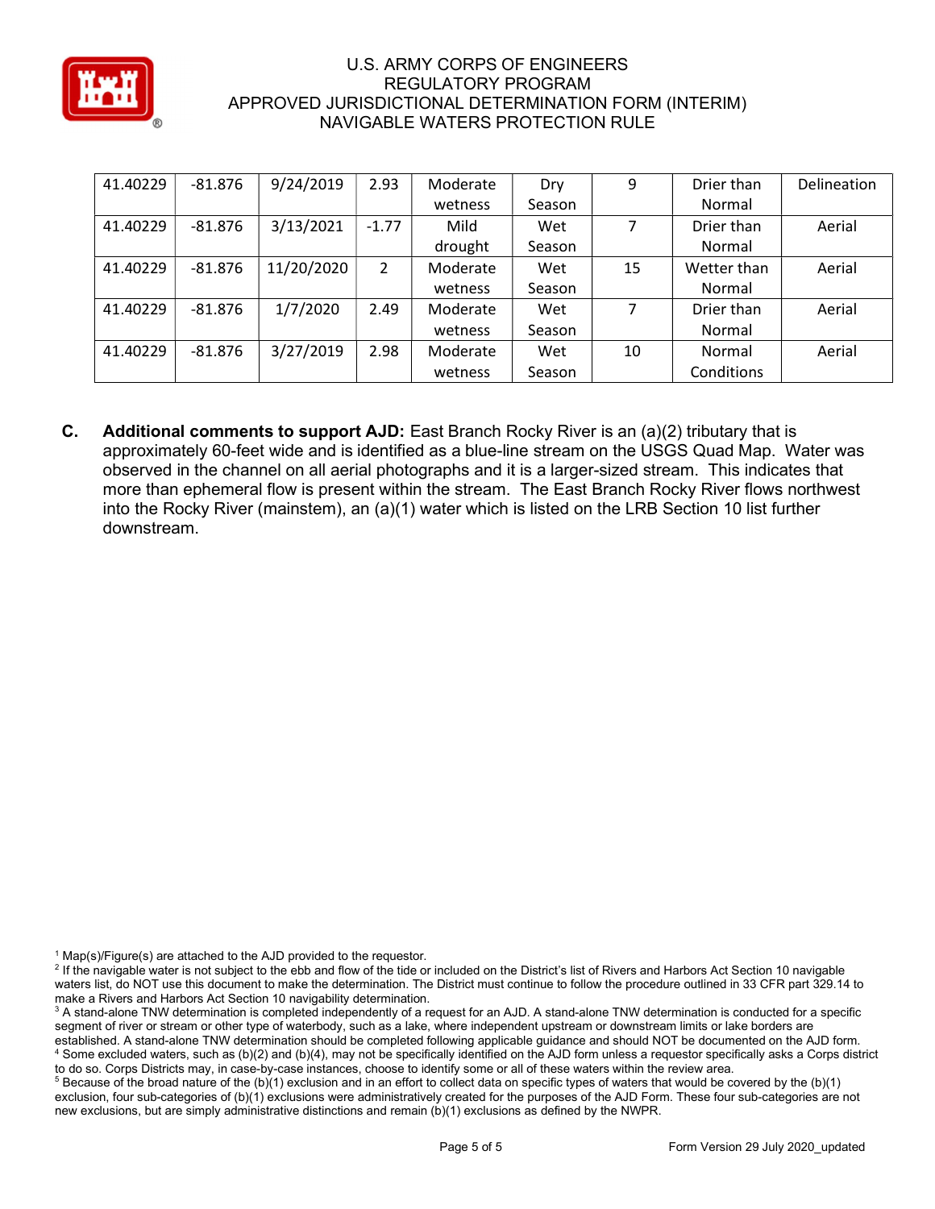| | | | | | | | | |
|---|---|---|---|---|---|---|---|---|
| 41.40229 | -81.876 | 9/24/2019 | 2.93 | Moderate wetness | Dry Season | 9 | Drier than Normal | Delineation |
| 41.40229 | -81.876 | 3/13/2021 | -1.77 | Mild drought | Wet Season | 7 | Drier than Normal | Aerial |
| 41.40229 | -81.876 | 11/20/2020 | 2 | Moderate wetness | Wet Season | 15 | Wetter than Normal | Aerial |
| 41.40229 | -81.876 | 1/7/2020 | 2.49 | Moderate wetness | Wet Season | 7 | Drier than Normal | Aerial |
| 41.40229 | -81.876 | 3/27/2019 | 2.98 | Moderate wetness | Wet Season | 10 | Normal Conditions | Aerial |

**C. Additional comments to support AJD:** East Branch Rocky River is an (a)(2) tributary that is approximately 60-feet wide and is identified as a blue-line stream on the USGS Quad Map. Water was observed in the channel on all aerial photographs and it is a larger-sized stream. This indicates that more than ephemeral flow is present within the stream. The East Branch Rocky River flows northwest into the Rocky River (mainstem), an (a)(1) water which is listed on the LRB Section 10 list further downstream.

[1] Map(s)/Figure(s) are attached to the AJD provided to the requestor.

[2] If the navigable water is not subject to the ebb and flow of the tide or included on the District's list of Rivers and Harbors Act Section 10 navigable waters list, do NOT use this document to make the determination. The District must continue to follow the procedure outlined in 33 CFR part 329.14 to make a Rivers and Harbors Act Section 10 navigability determination.

[3] A stand-alone TNW determination is completed independently of a request for an AJD. A stand-alone TNW determination is conducted for a specific segment of river or stream or other type of waterbody, such as a lake, where independent upstream or downstream limits or lake borders are established. A stand-alone TNW determination should be completed following applicable guidance and should NOT be documented on the AJD form.

[4] Some excluded waters, such as (b)(2) and (b)(4), may not be specifically identified on the AJD form unless a requestor specifically asks a Corps district to do so. Corps Districts may, in case-by-case instances, choose to identify some or all of these waters within the review area.

[5] Because of the broad nature of the (b)(1) exclusion and in an effort to collect data on specific types of waters that would be covered by the (b)(1) exclusion, four sub-categories of (b)(1) exclusions were administratively created for the purposes of the AJD Form. These four sub-categories are not new exclusions, but are simply administrative distinctions and remain (b)(1) exclusions as defined by the NWPR.